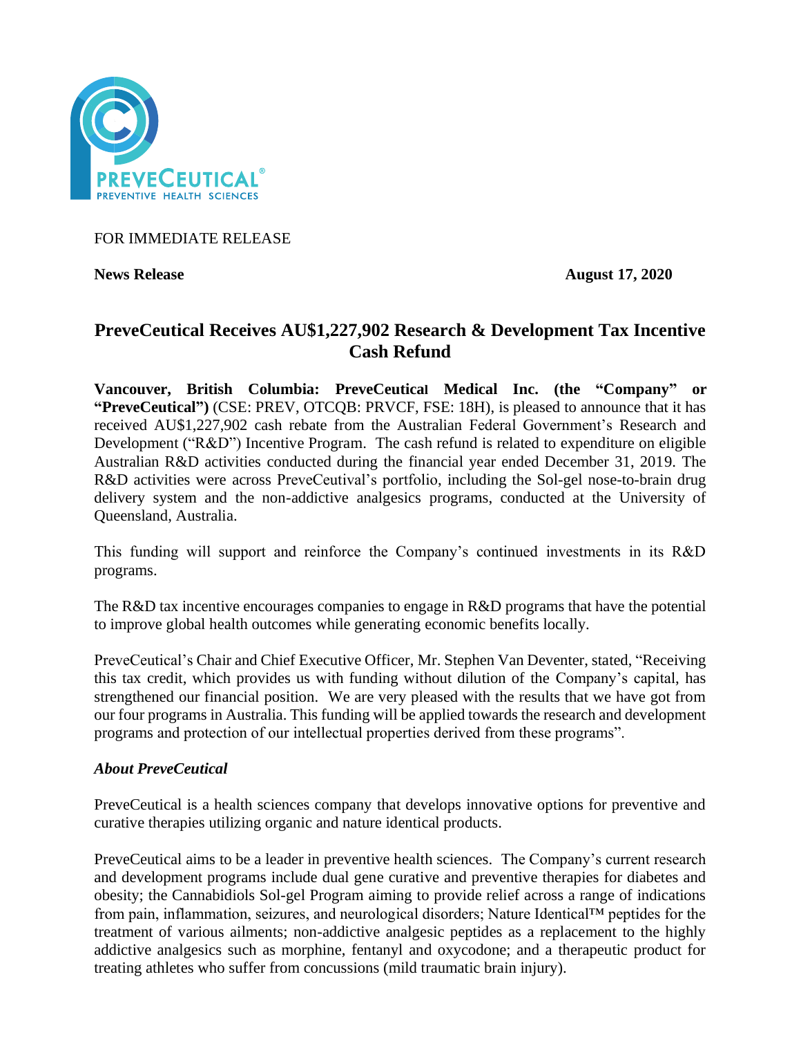FOR IMMEDIATE RELEASE

**News Release** **August 17, 2020**

# PreveCeutical Receives AU$1,227,902 Research & Development Tax Incentive Cash Refund

**Vancouver, British Columbia: PreveCeutical Medical Inc. (the "Company" or "PreveCeutical")** (CSE: PREV, OTCQB: PRVCF, FSE: 18H), is pleased to announce that it has received AU$1,227,902 cash rebate from the Australian Federal Government's Research and Development ("R&D") Incentive Program. The cash refund is related to expenditure on eligible Australian R&D activities conducted during the financial year ended December 31, 2019. The R&D activities were across PreveCeutival's portfolio, including the Sol-gel nose-to-brain drug delivery system and the non-addictive analgesics programs, conducted at the University of Queensland, Australia.

This funding will support and reinforce the Company's continued investments in its R&D programs.

The R&D tax incentive encourages companies to engage in R&D programs that have the potential to improve global health outcomes while generating economic benefits locally.

PreveCeutical's Chair and Chief Executive Officer, Mr. Stephen Van Deventer, stated, "Receiving this tax credit, which provides us with funding without dilution of the Company's capital, has strengthened our financial position. We are very pleased with the results that we have got from our four programs in Australia. This funding will be applied towards the research and development programs and protection of our intellectual properties derived from these programs".

### *About PreveCeutical*

PreveCeutical is a health sciences company that develops innovative options for preventive and curative therapies utilizing organic and nature identical products.

PreveCeutical aims to be a leader in preventive health sciences. The Company's current research and development programs include dual gene curative and preventive therapies for diabetes and obesity; the Cannabidiols Sol-gel Program aiming to provide relief across a range of indications from pain, inflammation, seizures, and neurological disorders; Nature Identical™ peptides for the treatment of various ailments; non-addictive analgesic peptides as a replacement to the highly addictive analgesics such as morphine, fentanyl and oxycodone; and a therapeutic product for treating athletes who suffer from concussions (mild traumatic brain injury).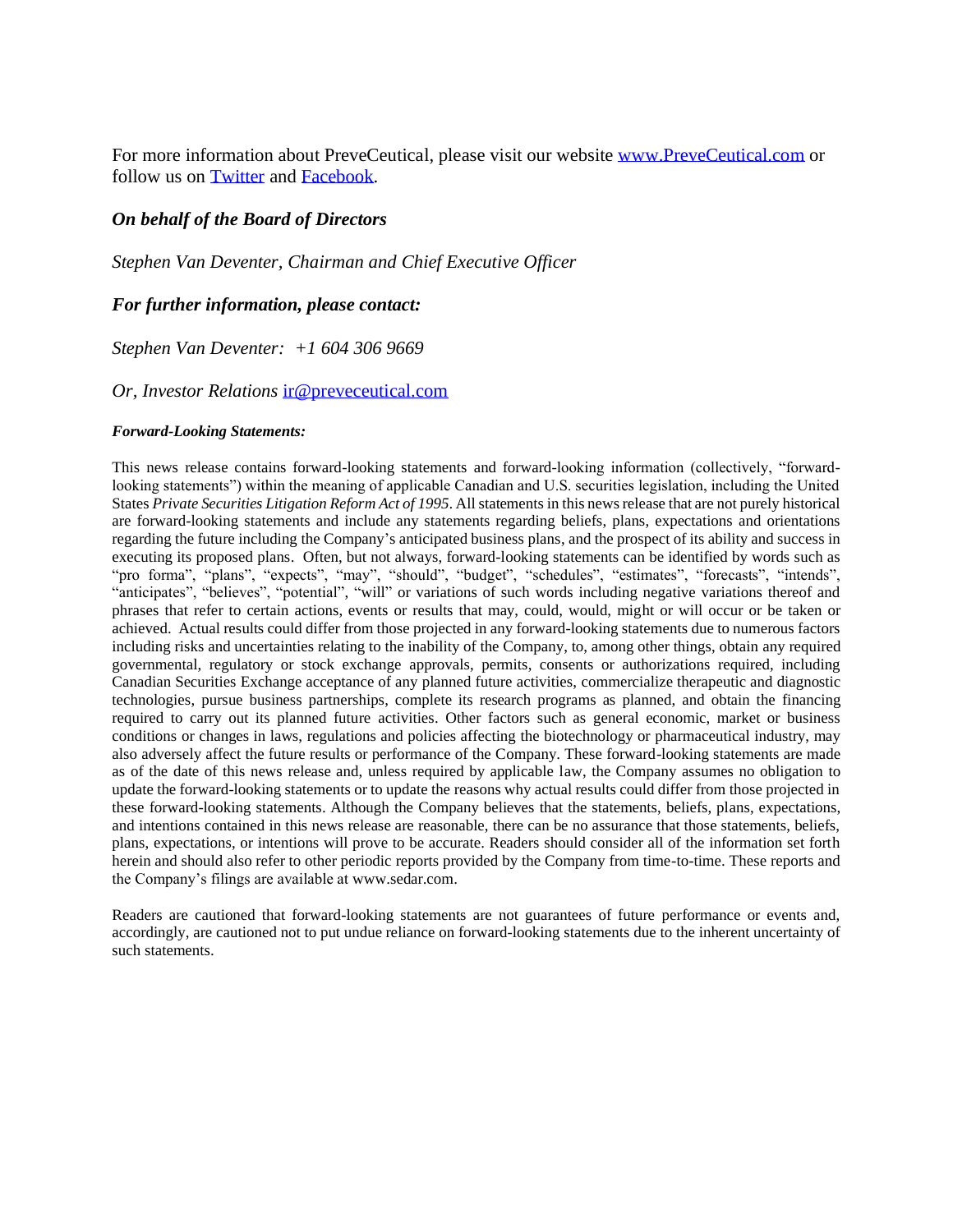For more information about PreveCeutical, please visit our website [www.PreveCeutical.com](http://www.PreveCeutical.com) or follow us on [Twitter](https://twitter.com) and [Facebook](https://facebook.com).

***On behalf of the Board of Directors***

*Stephen Van Deventer, Chairman and Chief Executive Officer*

***For further information, please contact:***

*Stephen Van Deventer: +1 604 306 9669*

*Or, Investor Relations* [ir@preveceutical.com](mailto:ir@preveceutical.com)

***Forward-Looking Statements:***

This news release contains forward-looking statements and forward-looking information (collectively, "forward-looking statements") within the meaning of applicable Canadian and U.S. securities legislation, including the United States *Private Securities Litigation Reform Act of 1995*. All statements in this news release that are not purely historical are forward-looking statements and include any statements regarding beliefs, plans, expectations and orientations regarding the future including the Company's anticipated business plans, and the prospect of its ability and success in executing its proposed plans. Often, but not always, forward-looking statements can be identified by words such as "pro forma", "plans", "expects", "may", "should", "budget", "schedules", "estimates", "forecasts", "intends", "anticipates", "believes", "potential", "will" or variations of such words including negative variations thereof and phrases that refer to certain actions, events or results that may, could, would, might or will occur or be taken or achieved. Actual results could differ from those projected in any forward-looking statements due to numerous factors including risks and uncertainties relating to the inability of the Company, to, among other things, obtain any required governmental, regulatory or stock exchange approvals, permits, consents or authorizations required, including Canadian Securities Exchange acceptance of any planned future activities, commercialize therapeutic and diagnostic technologies, pursue business partnerships, complete its research programs as planned, and obtain the financing required to carry out its planned future activities. Other factors such as general economic, market or business conditions or changes in laws, regulations and policies affecting the biotechnology or pharmaceutical industry, may also adversely affect the future results or performance of the Company. These forward-looking statements are made as of the date of this news release and, unless required by applicable law, the Company assumes no obligation to update the forward-looking statements or to update the reasons why actual results could differ from those projected in these forward-looking statements. Although the Company believes that the statements, beliefs, plans, expectations, and intentions contained in this news release are reasonable, there can be no assurance that those statements, beliefs, plans, expectations, or intentions will prove to be accurate. Readers should consider all of the information set forth herein and should also refer to other periodic reports provided by the Company from time-to-time. These reports and the Company's filings are available at www.sedar.com.

Readers are cautioned that forward-looking statements are not guarantees of future performance or events and, accordingly, are cautioned not to put undue reliance on forward-looking statements due to the inherent uncertainty of such statements.